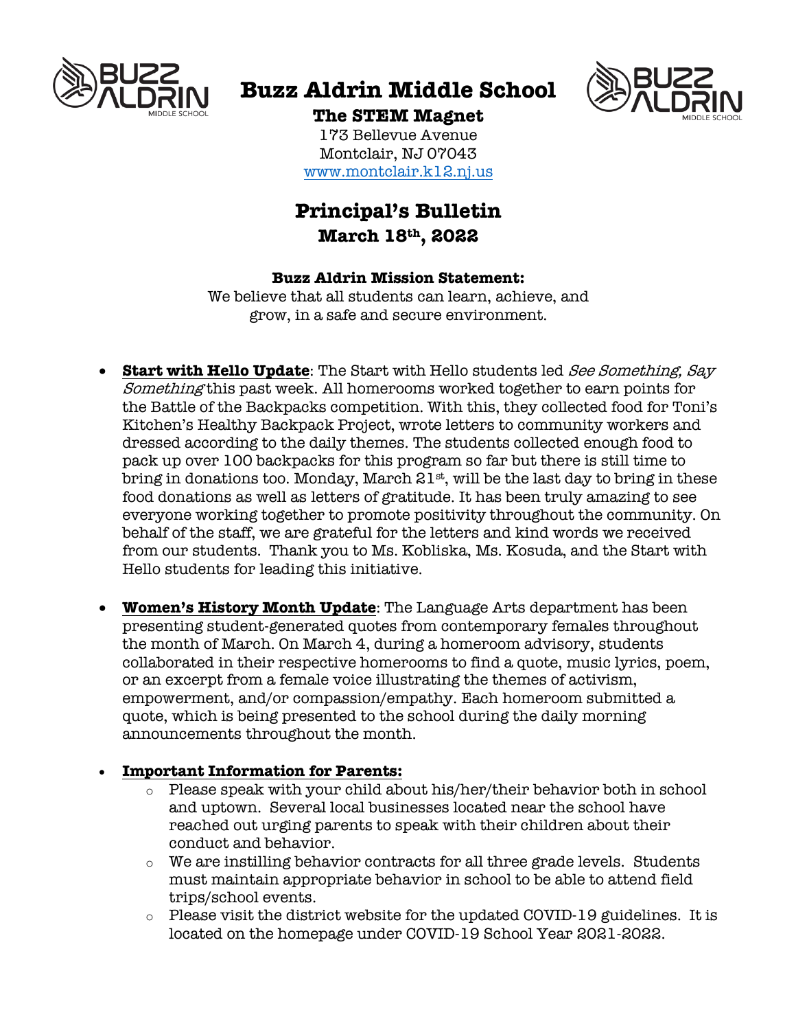# Buzz Aldrin Middle School

**The STEM Magnet**

173 Bellevue Avenue
Montclair, NJ 07043
www.montclair.k12.nj.us

## Principal's Bulletin

**March 18th, 2022**

**Buzz Aldrin Mission Statement:**

We believe that all students can learn, achieve, and grow, in a safe and secure environment.

- **Start with Hello Update**: The Start with Hello students led *See Something, Say Something* this past week. All homerooms worked together to earn points for the Battle of the Backpacks competition. With this, they collected food for Toni's Kitchen's Healthy Backpack Project, wrote letters to community workers and dressed according to the daily themes. The students collected enough food to pack up over 100 backpacks for this program so far but there is still time to bring in donations too. Monday, March 21st, will be the last day to bring in these food donations as well as letters of gratitude. It has been truly amazing to see everyone working together to promote positivity throughout the community. On behalf of the staff, we are grateful for the letters and kind words we received from our students. Thank you to Ms. Kobliska, Ms. Kosuda, and the Start with Hello students for leading this initiative.

- **Women's History Month Update**: The Language Arts department has been presenting student-generated quotes from contemporary females throughout the month of March. On March 4, during a homeroom advisory, students collaborated in their respective homerooms to find a quote, music lyrics, poem, or an excerpt from a female voice illustrating the themes of activism, empowerment, and/or compassion/empathy. Each homeroom submitted a quote, which is being presented to the school during the daily morning announcements throughout the month.

- **Important Information for Parents:**
  - Please speak with your child about his/her/their behavior both in school and uptown. Several local businesses located near the school have reached out urging parents to speak with their children about their conduct and behavior.
  - We are instilling behavior contracts for all three grade levels. Students must maintain appropriate behavior in school to be able to attend field trips/school events.
  - Please visit the district website for the updated COVID-19 guidelines. It is located on the homepage under COVID-19 School Year 2021-2022.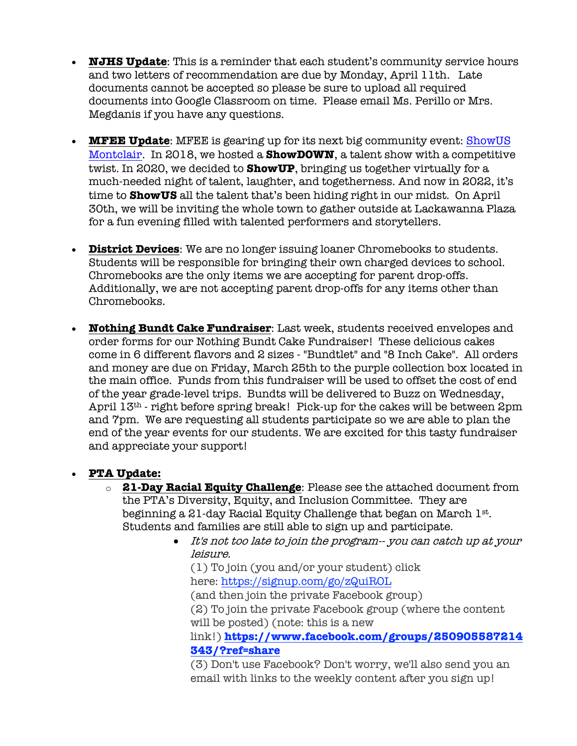- **NJHS Update**: This is a reminder that each student's community service hours and two letters of recommendation are due by Monday, April 11th. Late documents cannot be accepted so please be sure to upload all required documents into Google Classroom on time. Please email Ms. Perillo or Mrs. Megdanis if you have any questions.

- **MFEE Update**: MFEE is gearing up for its next big community event: [ShowUS Montclair](). In 2018, we hosted a **ShowDOWN**, a talent show with a competitive twist. In 2020, we decided to **ShowUP**, bringing us together virtually for a much-needed night of talent, laughter, and togetherness. And now in 2022, it's time to **ShowUS** all the talent that's been hiding right in our midst. On April 30th, we will be inviting the whole town to gather outside at Lackawanna Plaza for a fun evening filled with talented performers and storytellers.

- **District Devices**: We are no longer issuing loaner Chromebooks to students. Students will be responsible for bringing their own charged devices to school. Chromebooks are the only items we are accepting for parent drop-offs. Additionally, we are not accepting parent drop-offs for any items other than Chromebooks.

- **Nothing Bundt Cake Fundraiser**: Last week, students received envelopes and order forms for our Nothing Bundt Cake Fundraiser! These delicious cakes come in 6 different flavors and 2 sizes - "Bundtlet" and "8 Inch Cake". All orders and money are due on Friday, March 25th to the purple collection box located in the main office. Funds from this fundraiser will be used to offset the cost of end of the year grade-level trips. Bundts will be delivered to Buzz on Wednesday, April 13th - right before spring break! Pick-up for the cakes will be between 2pm and 7pm. We are requesting all students participate so we are able to plan the end of the year events for our students. We are excited for this tasty fundraiser and appreciate your support!

- **PTA Update:**
  - **21-Day Racial Equity Challenge**: Please see the attached document from the PTA's Diversity, Equity, and Inclusion Committee. They are beginning a 21-day Racial Equity Challenge that began on March 1st. Students and families are still able to sign up and participate.
    - *It's not too late to join the program-- you can catch up at your leisure.*
      (1) To join (you and/or your student) click here: https://signup.com/go/zQuiROL
      (and then join the private Facebook group)
      (2) To join the private Facebook group (where the content will be posted) (note: this is a new link!) **https://www.facebook.com/groups/250905587214343/?ref=share**
      (3) Don't use Facebook? Don't worry, we'll also send you an email with links to the weekly content after you sign up!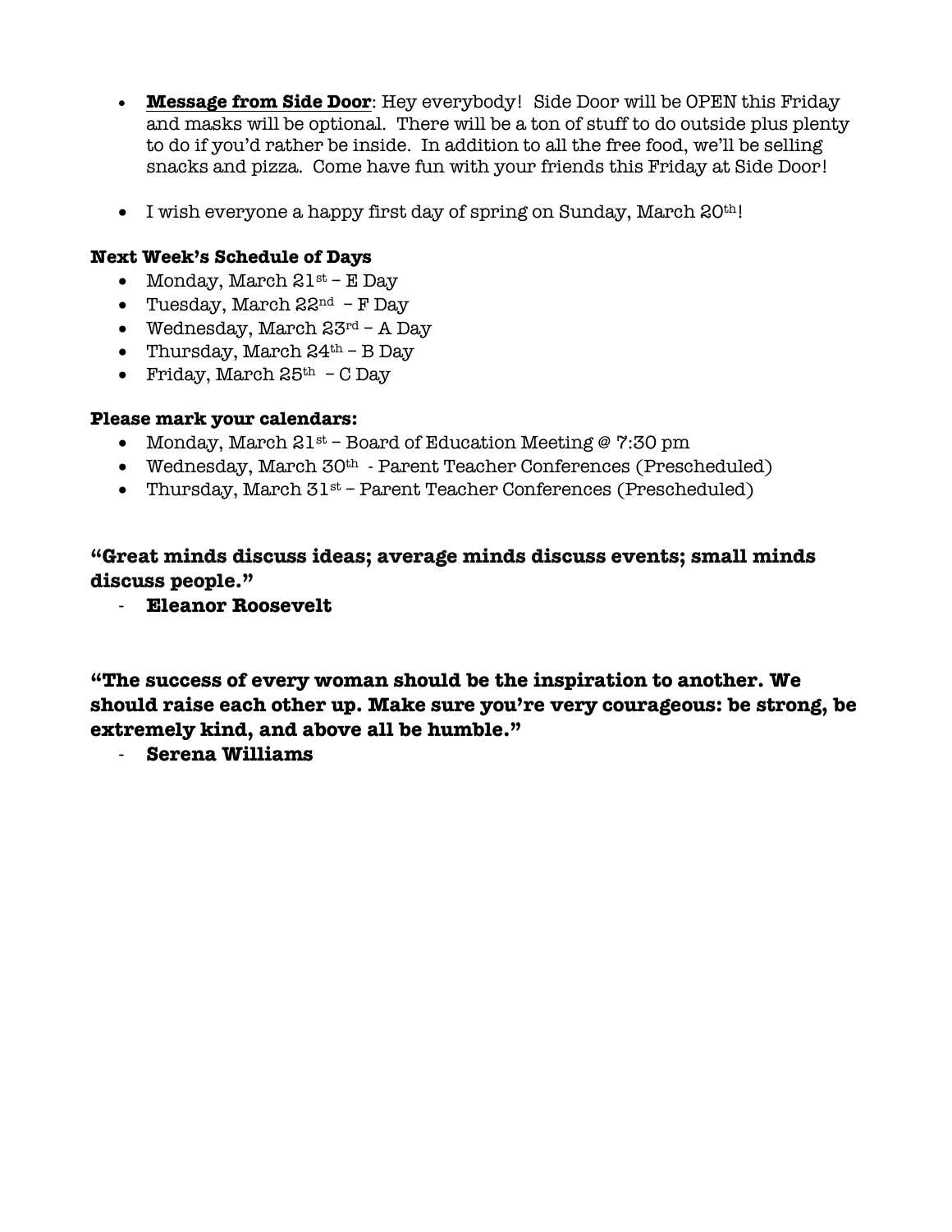- **Message from Side Door**: Hey everybody! Side Door will be OPEN this Friday and masks will be optional. There will be a ton of stuff to do outside plus plenty to do if you'd rather be inside. In addition to all the free food, we'll be selling snacks and pizza. Come have fun with your friends this Friday at Side Door!

- I wish everyone a happy first day of spring on Sunday, March 20th!

**Next Week's Schedule of Days**

- Monday, March 21st – E Day
- Tuesday, March 22nd – F Day
- Wednesday, March 23rd – A Day
- Thursday, March 24th – B Day
- Friday, March 25th – C Day

**Please mark your calendars:**

- Monday, March 21st – Board of Education Meeting @ 7:30 pm
- Wednesday, March 30th - Parent Teacher Conferences (Prescheduled)
- Thursday, March 31st – Parent Teacher Conferences (Prescheduled)

**"Great minds discuss ideas; average minds discuss events; small minds discuss people."**

- **Eleanor Roosevelt**

**"The success of every woman should be the inspiration to another. We should raise each other up. Make sure you're very courageous: be strong, be extremely kind, and above all be humble."**

- **Serena Williams**